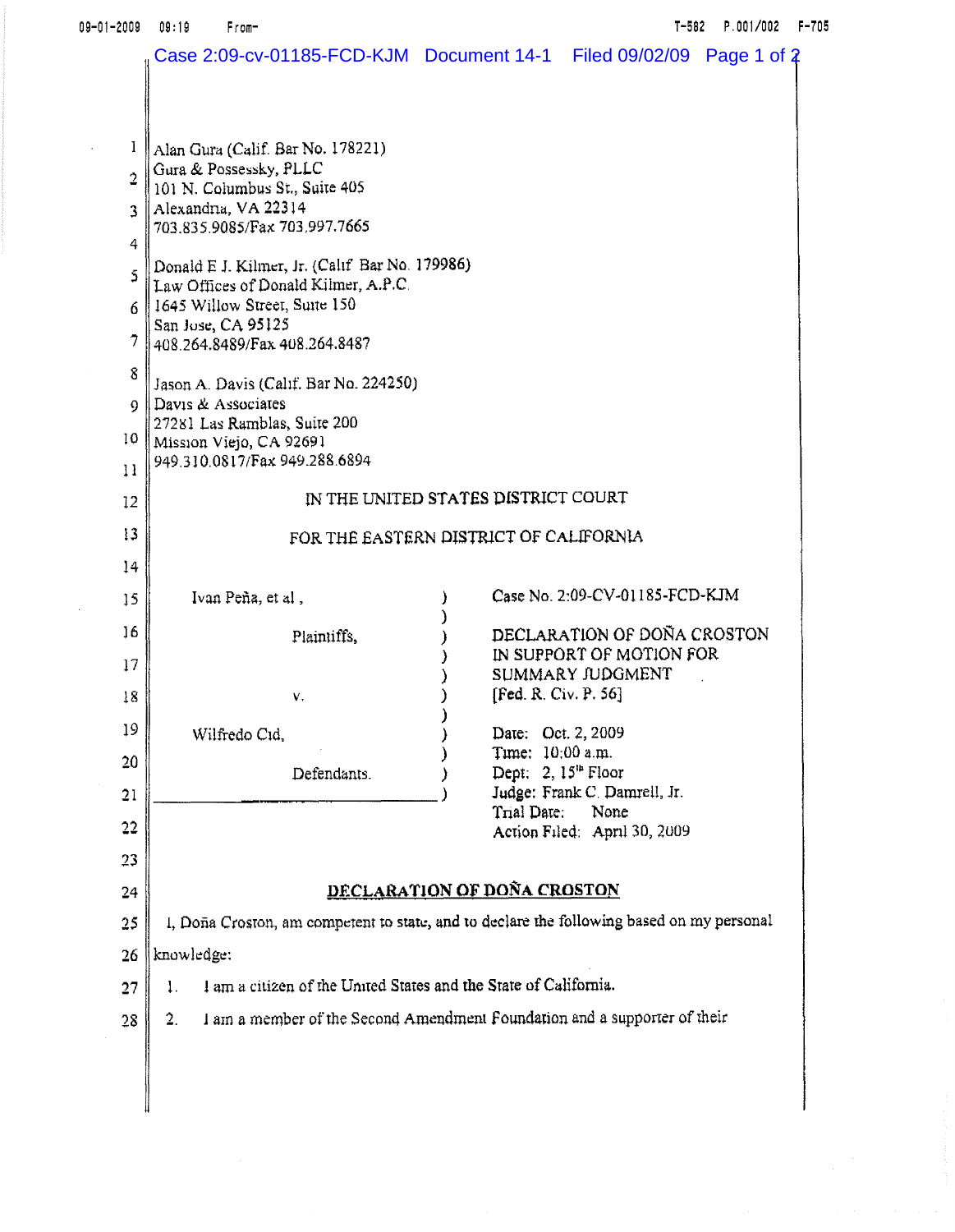Alan Gura (Calif. Bar No. 178221)
Gura & Possessky, PLLC
101 N. Columbus St., Suite 405
Alexandria, VA 22314
703.835.9085/Fax 703.997.7665

Donald E J. Kilmer, Jr. (Calif Bar No. 179986)
Law Offices of Donald Kilmer, A.P.C.
1645 Willow Street, Suite 150
San Jose, CA 95125
408.264.8489/Fax 408.264.8487

Jason A. Davis (Calif. Bar No. 224250)
Davis & Associates
27281 Las Ramblas, Suite 200
Mission Viejo, CA 92691
949.310.0817/Fax 949.288.6894

IN THE UNITED STATES DISTRICT COURT

FOR THE EASTERN DISTRICT OF CALIFORNIA

| | |
|---|---|
| Ivan Peña, et al., <br> Plaintiffs, <br> v. <br> Wilfredo Cid, <br> Defendants. | Case No. 2:09-CV-01185-FCD-KJM <br> DECLARATION OF DOÑA CROSTON IN SUPPORT OF MOTION FOR SUMMARY JUDGMENT [Fed. R. Civ. P. 56] <br> Date: Oct. 2, 2009 <br> Time: 10:00 a.m. <br> Dept: 2, 15th Floor <br> Judge: Frank C. Damrell, Jr. <br> Trial Date: None <br> Action Filed: April 30, 2009 |

## DECLARATION OF DOÑA CROSTON

I, Doña Croston, am competent to state, and to declare the following based on my personal knowledge:

1. I am a citizen of the United States and the State of California.

2. I am a member of the Second Amendment Foundation and a supporter of their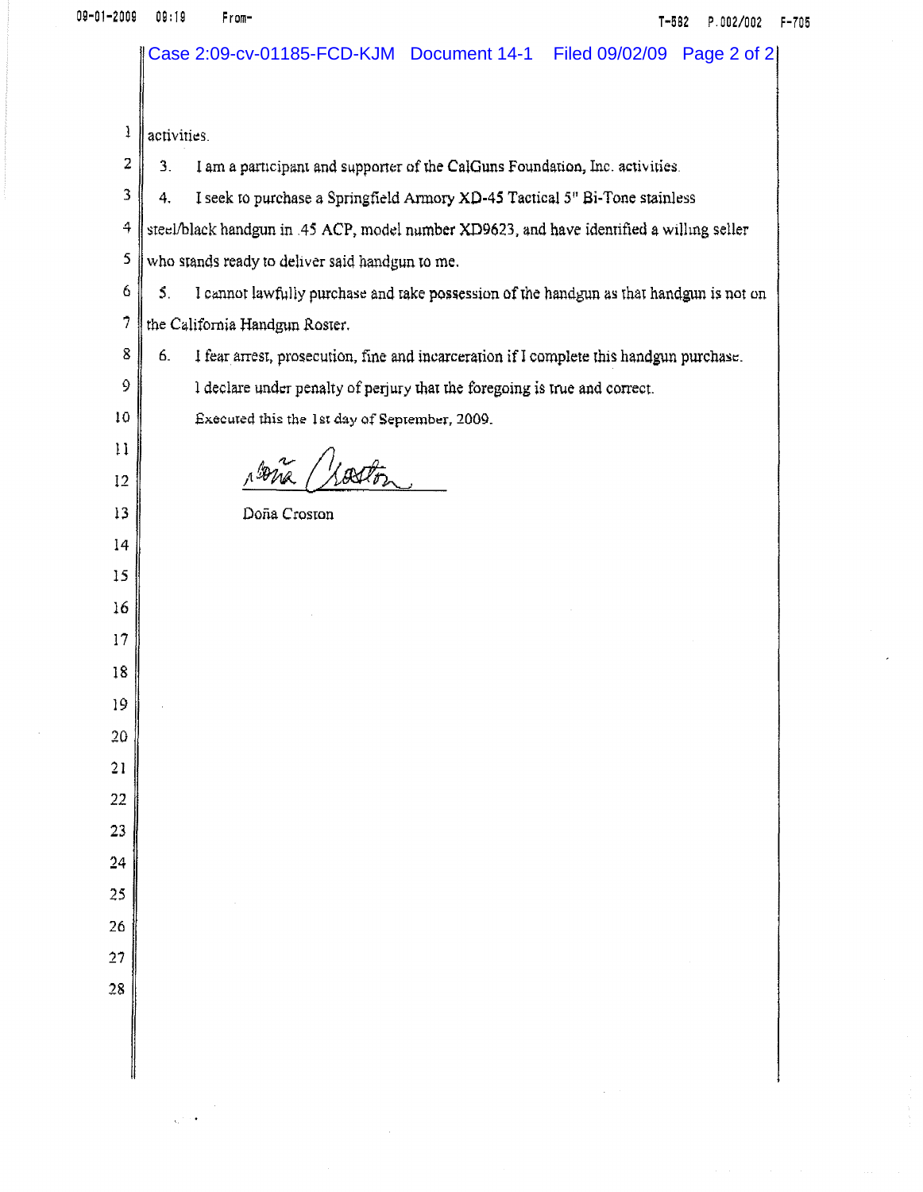activities.

3. I am a participant and supporter of the CalGuns Foundation, Inc. activities.

4. I seek to purchase a Springfield Armory XD-45 Tactical 5" Bi-Tone stainless steel/black handgun in .45 ACP, model number XD9623, and have identified a willing seller who stands ready to deliver said handgun to me.

5. I cannot lawfully purchase and take possession of the handgun as that handgun is not on the California Handgun Roster.

6. I fear arrest, prosecution, fine and incarceration if I complete this handgun purchase.

I declare under penalty of perjury that the foregoing is true and correct.

Executed this the 1st day of September, 2009.

Doña Croston